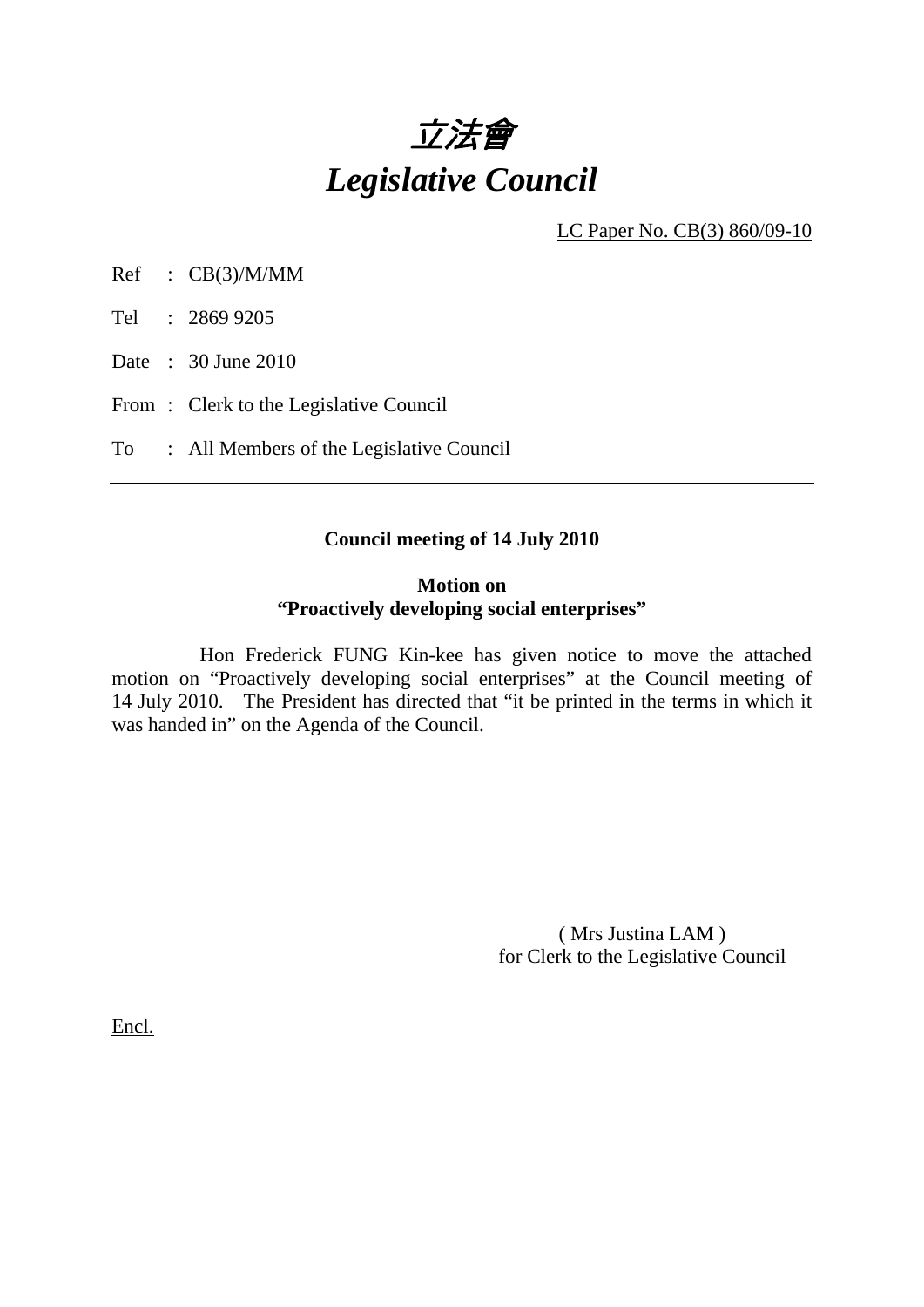# *立法會*
# *Legislative Council*

LC Paper No. CB(3) 860/09-10

Ref : CB(3)/M/MM

Tel : 2869 9205

Date : 30 June 2010

From : Clerk to the Legislative Council

To : All Members of the Legislative Council

---

**Council meeting of 14 July 2010**

**Motion on**
**"Proactively developing social enterprises"**

Hon Frederick FUNG Kin-kee has given notice to move the attached motion on "Proactively developing social enterprises" at the Council meeting of 14 July 2010. The President has directed that "it be printed in the terms in which it was handed in" on the Agenda of the Council.

( Mrs Justina LAM )
for Clerk to the Legislative Council

Encl.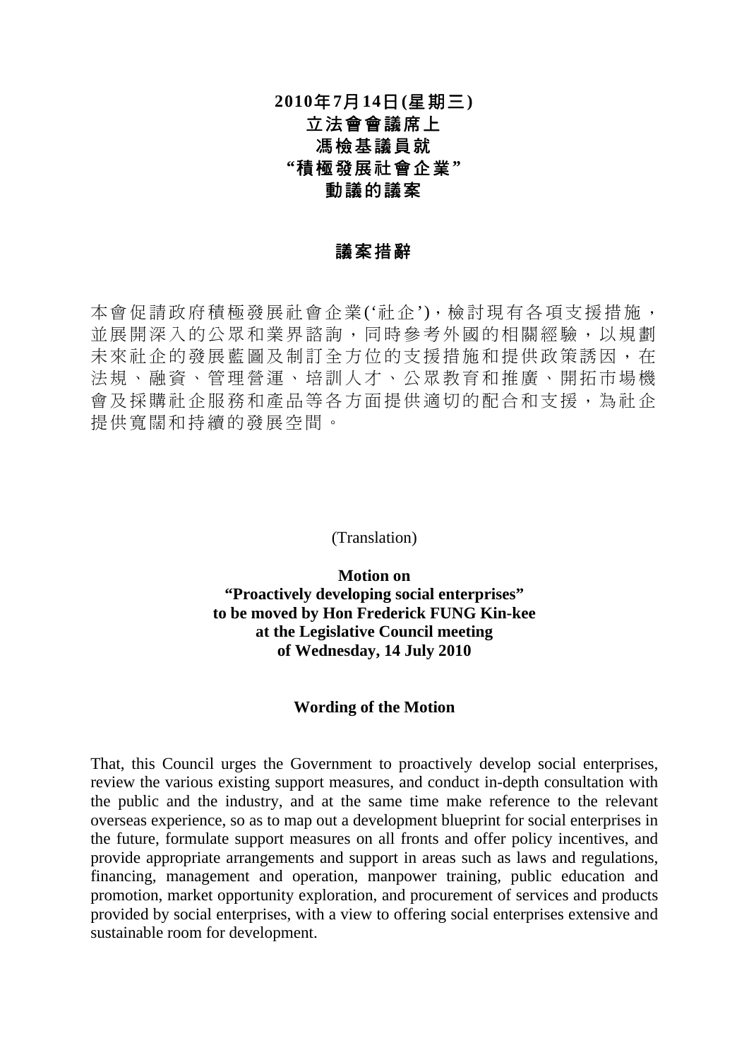**2010年7月14日(星期三)**
**立法會會議席上**
**馮檢基議員就**
**"積極發展社會企業"**
**動議的議案**

## 議案措辭

本會促請政府積極發展社會企業('社企')，檢討現有各項支援措施，並展開深入的公眾和業界諮詢，同時參考外國的相關經驗，以規劃未來社企的發展藍圖及制訂全方位的支援措施和提供政策誘因，在法規、融資、管理營運、培訓人才、公眾教育和推廣、開拓市場機會及採購社企服務和產品等各方面提供適切的配合和支援，為社企提供寬闊和持續的發展空間。

(Translation)

**Motion on**
**"Proactively developing social enterprises"**
**to be moved by Hon Frederick FUNG Kin-kee**
**at the Legislative Council meeting**
**of Wednesday, 14 July 2010**

## Wording of the Motion

That, this Council urges the Government to proactively develop social enterprises, review the various existing support measures, and conduct in-depth consultation with the public and the industry, and at the same time make reference to the relevant overseas experience, so as to map out a development blueprint for social enterprises in the future, formulate support measures on all fronts and offer policy incentives, and provide appropriate arrangements and support in areas such as laws and regulations, financing, management and operation, manpower training, public education and promotion, market opportunity exploration, and procurement of services and products provided by social enterprises, with a view to offering social enterprises extensive and sustainable room for development.